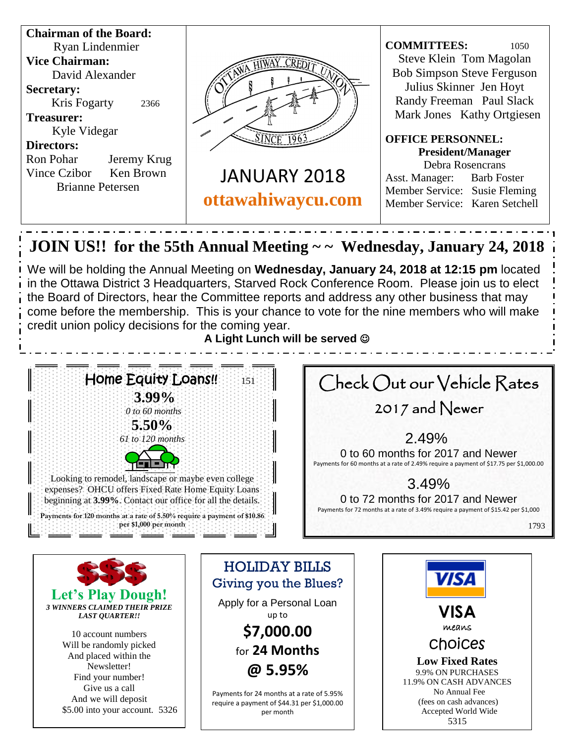**Chairman of the Board:**
Ryan Lindenmier

**Vice Chairman:**
David Alexander

**Secretary:**
Kris Fogarty 2366

**Treasurer:**
Kyle Videgar

**Directors:**
Ron Pohar  Jeremy Krug
Vince Czibor  Ken Brown
Brianne Petersen

OTTAWA HIWAY CREDIT UNION
SINCE 1963

# JANUARY 2018

**ottawahiwaycu.com**

**COMMITTEES:** 1050
Steve Klein  Tom Magolan
Bob Simpson  Steve Ferguson
Julius Skinner  Jen Hoyt
Randy Freeman  Paul Slack
Mark Jones  Kathy Ortgiesen

**OFFICE PERSONNEL:**
**President/Manager**
Debra Rosencrans
Asst. Manager: Barb Foster
Member Service: Susie Fleming
Member Service: Karen Setchell

## JOIN US!! for the 55th Annual Meeting ~ ~ Wednesday, January 24, 2018

We will be holding the Annual Meeting on **Wednesday, January 24, 2018 at 12:15 pm** located in the Ottawa District 3 Headquarters, Starved Rock Conference Room. Please join us to elect the Board of Directors, hear the Committee reports and address any other business that may come before the membership. This is your chance to vote for the nine members who will make credit union policy decisions for the coming year.

**A Light Lunch will be served ☺**

## Home Equity Loans!! 151

**3.99%**
*0 to 60 months*

**5.50%**
*61 to 120 months*

Looking to remodel, landscape or maybe even college expenses? OHCU offers Fixed Rate Home Equity Loans beginning at **3.99%**. Contact our office for all the details.

**Payments for 120 months at a rate of 5.50% require a payment of $10.86 per $1,000 per month**

## Check Out our Vehicle Rates

### 2017 and Newer

2.49%
0 to 60 months for 2017 and Newer
Payments for 60 months at a rate of 2.49% require a payment of $17.75 per $1,000.00

3.49%
0 to 72 months for 2017 and Newer
Payments for 72 months at a rate of 3.49% require a payment of $15.42 per $1,000

1793

## Let's Play Dough!

***3 WINNERS CLAIMED THEIR PRIZE LAST QUARTER!!***

10 account numbers
Will be randomly picked
And placed within the Newsletter!
Find your number!
Give us a call
And we will deposit
$5.00 into your account. 5326

## HOLIDAY BILLS
Giving you the Blues?

Apply for a Personal Loan
up to

**$7,000.00**
for **24 Months**
**@ 5.95%**

Payments for 24 months at a rate of 5.95% require a payment of $44.31 per $1,000.00 per month

## VISA
means
choices

**Low Fixed Rates**
9.9% ON PURCHASES
11.9% ON CASH ADVANCES
No Annual Fee
(fees on cash advances)
Accepted World Wide
5315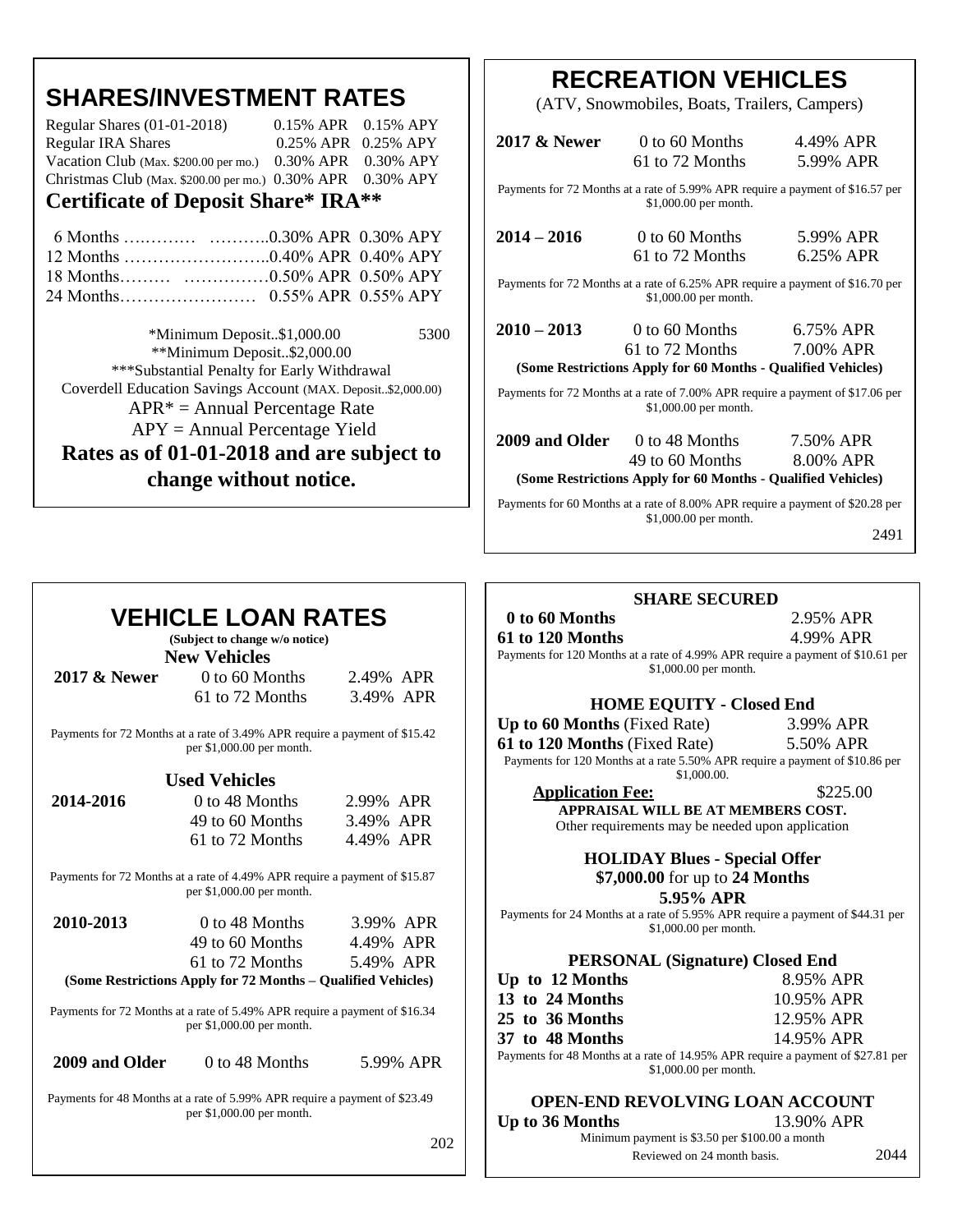# SHARES/INVESTMENT RATES

| | | |
|---|---|---|
| Regular Shares (01-01-2018) | 0.15% APR | 0.15% APY |
| Regular IRA Shares | 0.25% APR | 0.25% APY |
| Vacation Club (Max. $200.00 per mo.) | 0.30% APR | 0.30% APY |
| Christmas Club (Max. $200.00 per mo.) | 0.30% APR | 0.30% APY |

## Certificate of Deposit Share* IRA**

| | | |
|---|---|---|
| 6 Months …………. ……….. | 0.30% APR | 0.30% APY |
| 12 Months …………………….. | 0.40% APR | 0.40% APY |
| 18 Months……… …………… | 0.50% APR | 0.50% APY |
| 24 Months…………………… | 0.55% APR | 0.55% APY |

*Minimum Deposit..$1,000.00

**Minimum Deposit..$2,000.00

***Substantial Penalty for Early Withdrawal

Coverdell Education Savings Account (MAX. Deposit..$2,000.00)

APR* = Annual Percentage Rate

APY = Annual Percentage Yield

**Rates as of 01-01-2018 and are subject to change without notice.**

5300

# RECREATION VEHICLES

(ATV, Snowmobiles, Boats, Trailers, Campers)

| | | |
|---|---|---|
| **2017 & Newer** | 0 to 60 Months | 4.49% APR |
| | 61 to 72 Months | 5.99% APR |

Payments for 72 Months at a rate of 5.99% APR require a payment of $16.57 per $1,000.00 per month.

| | | |
|---|---|---|
| **2014 – 2016** | 0 to 60 Months | 5.99% APR |
| | 61 to 72 Months | 6.25% APR |

Payments for 72 Months at a rate of 6.25% APR require a payment of $16.70 per $1,000.00 per month.

| | | |
|---|---|---|
| **2010 – 2013** | 0 to 60 Months | 6.75% APR |
| | 61 to 72 Months | 7.00% APR |

**(Some Restrictions Apply for 60 Months - Qualified Vehicles)**

Payments for 72 Months at a rate of 7.00% APR require a payment of $17.06 per $1,000.00 per month.

| | | |
|---|---|---|
| **2009 and Older** | 0 to 48 Months | 7.50% APR |
| | 49 to 60 Months | 8.00% APR |

**(Some Restrictions Apply for 60 Months - Qualified Vehicles)**

Payments for 60 Months at a rate of 8.00% APR require a payment of $20.28 per $1,000.00 per month.

2491

# VEHICLE LOAN RATES

**(Subject to change w/o notice)**

### New Vehicles

| | | |
|---|---|---|
| **2017 & Newer** | 0 to 60 Months | 2.49% APR |
| | 61 to 72 Months | 3.49% APR |

Payments for 72 Months at a rate of 3.49% APR require a payment of $15.42 per $1,000.00 per month.

### Used Vehicles

| | | |
|---|---|---|
| **2014-2016** | 0 to 48 Months | 2.99% APR |
| | 49 to 60 Months | 3.49% APR |
| | 61 to 72 Months | 4.49% APR |

Payments for 72 Months at a rate of 4.49% APR require a payment of $15.87 per $1,000.00 per month.

| | | |
|---|---|---|
| **2010-2013** | 0 to 48 Months | 3.99% APR |
| | 49 to 60 Months | 4.49% APR |
| | 61 to 72 Months | 5.49% APR |

**(Some Restrictions Apply for 72 Months – Qualified Vehicles)**

Payments for 72 Months at a rate of 5.49% APR require a payment of $16.34 per $1,000.00 per month.

| | | |
|---|---|---|
| **2009 and Older** | 0 to 48 Months | 5.99% APR |

Payments for 48 Months at a rate of 5.99% APR require a payment of $23.49 per $1,000.00 per month.

202

### SHARE SECURED

| | |
|---|---|
| **0 to 60 Months** | 2.95% APR |
| **61 to 120 Months** | 4.99% APR |

Payments for 120 Months at a rate of 4.99% APR require a payment of $10.61 per $1,000.00 per month.

### HOME EQUITY - Closed End

| | |
|---|---|
| **Up to 60 Months** (Fixed Rate) | 3.99% APR |
| **61 to 120 Months** (Fixed Rate) | 5.50% APR |

Payments for 120 Months at a rate 5.50% APR require a payment of $10.86 per $1,000.00.

**Application Fee:** $225.00

**APPRAISAL WILL BE AT MEMBERS COST.**

Other requirements may be needed upon application

### HOLIDAY Blues - Special Offer

**$7,000.00** for up to **24 Months**

**5.95% APR**

Payments for 24 Months at a rate of 5.95% APR require a payment of $44.31 per $1,000.00 per month.

### PERSONAL (Signature) Closed End

| | |
|---|---|
| **Up to 12 Months** | 8.95% APR |
| **13 to 24 Months** | 10.95% APR |
| **25 to 36 Months** | 12.95% APR |
| **37 to 48 Months** | 14.95% APR |

Payments for 48 Months at a rate of 14.95% APR require a payment of $27.81 per $1,000.00 per month.

### OPEN-END REVOLVING LOAN ACCOUNT

| | |
|---|---|
| **Up to 36 Months** | 13.90% APR |

Minimum payment is $3.50 per $100.00 a month

Reviewed on 24 month basis.

2044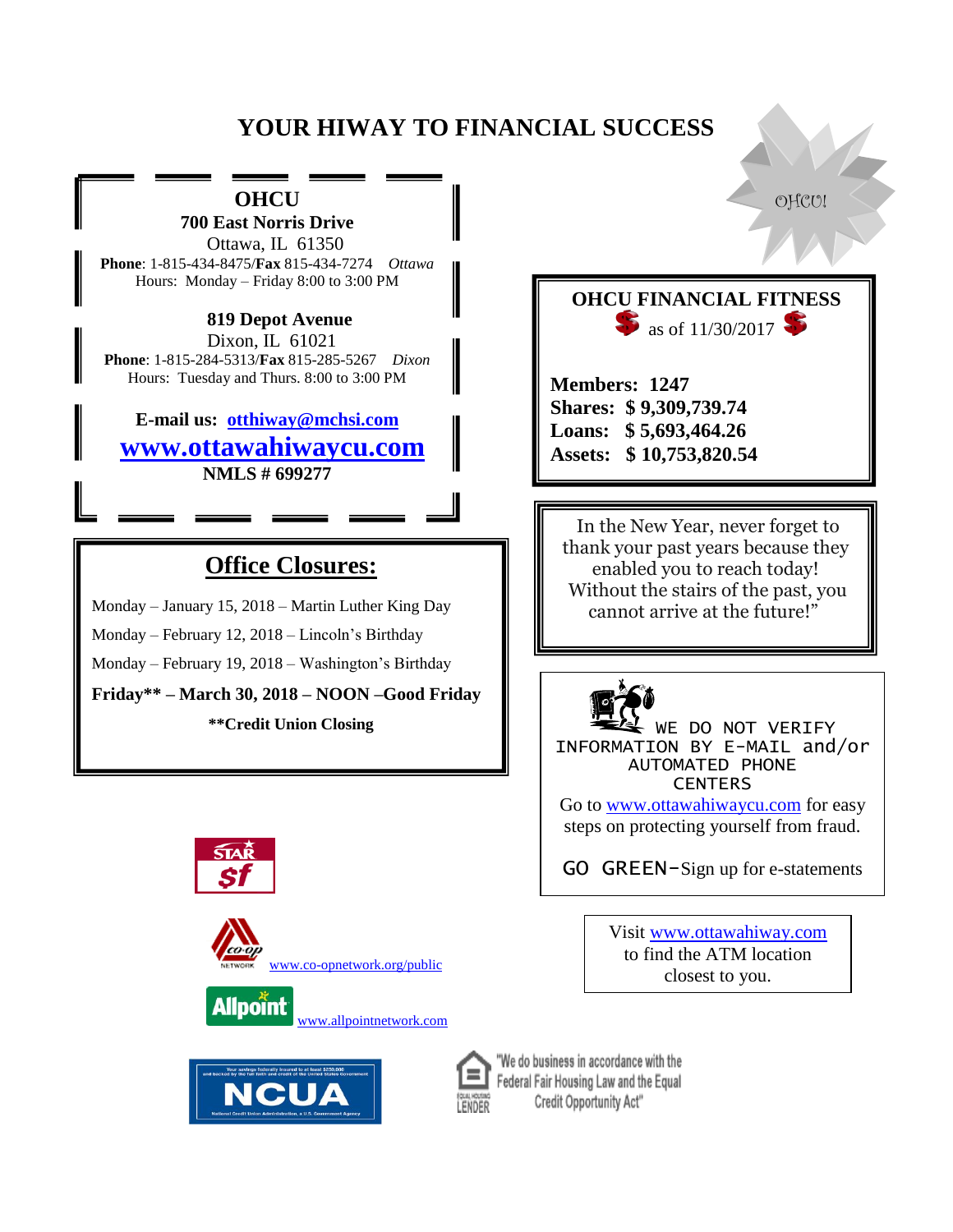# YOUR HIWAY TO FINANCIAL SUCCESS

OHCU!

**OHCU**
**700 East Norris Drive**
Ottawa, IL 61350
**Phone**: 1-815-434-8475/**Fax** 815-434-7274 *Ottawa*
Hours: Monday – Friday 8:00 to 3:00 PM

**819 Depot Avenue**
Dixon, IL 61021
**Phone**: 1-815-284-5313/**Fax** 815-285-5267 *Dixon*
Hours: Tuesday and Thurs. 8:00 to 3:00 PM

**E-mail us: otthiway@mchsi.com**

**www.ottawahiwaycu.com**

**NMLS # 699277**

## OHCU FINANCIAL FITNESS

as of 11/30/2017

**Members: 1247**
**Shares: $ 9,309,739.74**
**Loans: $ 5,693,464.26**
**Assets: $ 10,753,820.54**

## Office Closures:

Monday – January 15, 2018 – Martin Luther King Day

Monday – February 12, 2018 – Lincoln's Birthday

Monday – February 19, 2018 – Washington's Birthday

**Friday** – March 30, 2018 – NOON –Good Friday**

****Credit Union Closing**

In the New Year, never forget to thank your past years because they enabled you to reach today! Without the stairs of the past, you cannot arrive at the future!"

WE DO NOT VERIFY INFORMATION BY E-MAIL and/or AUTOMATED PHONE CENTERS

Go to www.ottawahiwaycu.com for easy steps on protecting yourself from fraud.

GO GREEN-Sign up for e-statements

Visit www.ottawahiway.com to find the ATM location closest to you.

STAR sf

co-op NETWORK www.co-opnetwork.org/public

Allpoint www.allpointnetwork.com

Your savings federally insured to at least $250,000 and backed by the full faith and credit of the United States Government
NCUA
National Credit Union Administration, a U.S. Government Agency

EQUAL HOUSING LENDER
"We do business in accordance with the Federal Fair Housing Law and the Equal Credit Opportunity Act"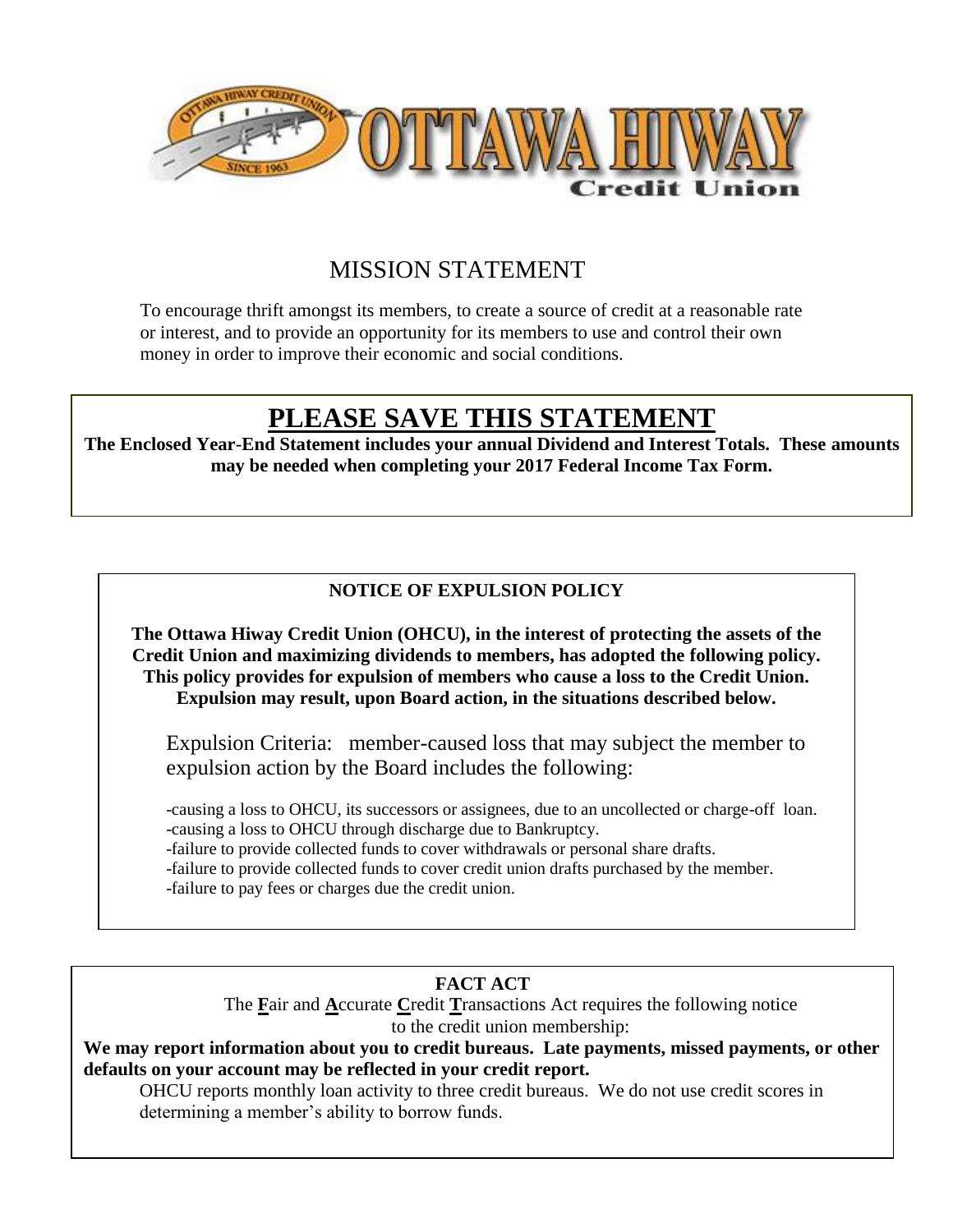OTTAWA HIWAY Credit Union

## MISSION STATEMENT

To encourage thrift amongst its members, to create a source of credit at a reasonable rate or interest, and to provide an opportunity for its members to use and control their own money in order to improve their economic and social conditions.

# PLEASE SAVE THIS STATEMENT

**The Enclosed Year-End Statement includes your annual Dividend and Interest Totals. These amounts may be needed when completing your 2017 Federal Income Tax Form.**

### NOTICE OF EXPULSION POLICY

**The Ottawa Hiway Credit Union (OHCU), in the interest of protecting the assets of the Credit Union and maximizing dividends to members, has adopted the following policy. This policy provides for expulsion of members who cause a loss to the Credit Union. Expulsion may result, upon Board action, in the situations described below.**

Expulsion Criteria: member-caused loss that may subject the member to expulsion action by the Board includes the following:

-causing a loss to OHCU, its successors or assignees, due to an uncollected or charge-off loan.
-causing a loss to OHCU through discharge due to Bankruptcy.
-failure to provide collected funds to cover withdrawals or personal share drafts.
-failure to provide collected funds to cover credit union drafts purchased by the member.
-failure to pay fees or charges due the credit union.

### FACT ACT

The **F**air and **A**ccurate **C**redit **T**ransactions Act requires the following notice to the credit union membership:

**We may report information about you to credit bureaus. Late payments, missed payments, or other defaults on your account may be reflected in your credit report.**

OHCU reports monthly loan activity to three credit bureaus. We do not use credit scores in determining a member's ability to borrow funds.